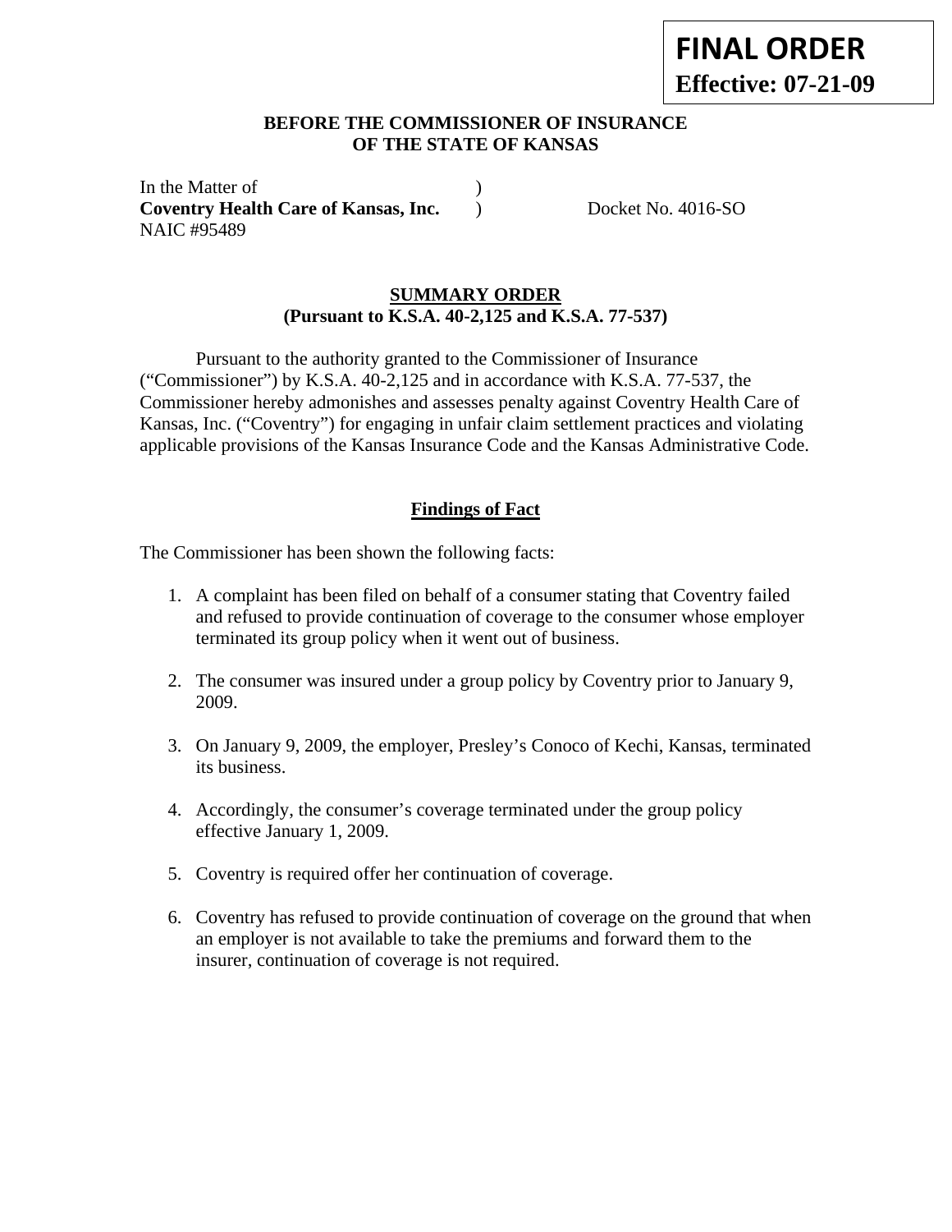**FINAL ORDER**
**Effective: 07-21-09**

**BEFORE THE COMMISSIONER OF INSURANCE**
**OF THE STATE OF KANSAS**

In the Matter of )
**Coventry Health Care of Kansas, Inc.** ) Docket No. 4016-SO
NAIC #95489

## SUMMARY ORDER
### (Pursuant to K.S.A. 40-2,125 and K.S.A. 77-537)

Pursuant to the authority granted to the Commissioner of Insurance ("Commissioner") by K.S.A. 40-2,125 and in accordance with K.S.A. 77-537, the Commissioner hereby admonishes and assesses penalty against Coventry Health Care of Kansas, Inc. ("Coventry") for engaging in unfair claim settlement practices and violating applicable provisions of the Kansas Insurance Code and the Kansas Administrative Code.

## Findings of Fact

The Commissioner has been shown the following facts:

1. A complaint has been filed on behalf of a consumer stating that Coventry failed and refused to provide continuation of coverage to the consumer whose employer terminated its group policy when it went out of business.

2. The consumer was insured under a group policy by Coventry prior to January 9, 2009.

3. On January 9, 2009, the employer, Presley's Conoco of Kechi, Kansas, terminated its business.

4. Accordingly, the consumer's coverage terminated under the group policy effective January 1, 2009.

5. Coventry is required offer her continuation of coverage.

6. Coventry has refused to provide continuation of coverage on the ground that when an employer is not available to take the premiums and forward them to the insurer, continuation of coverage is not required.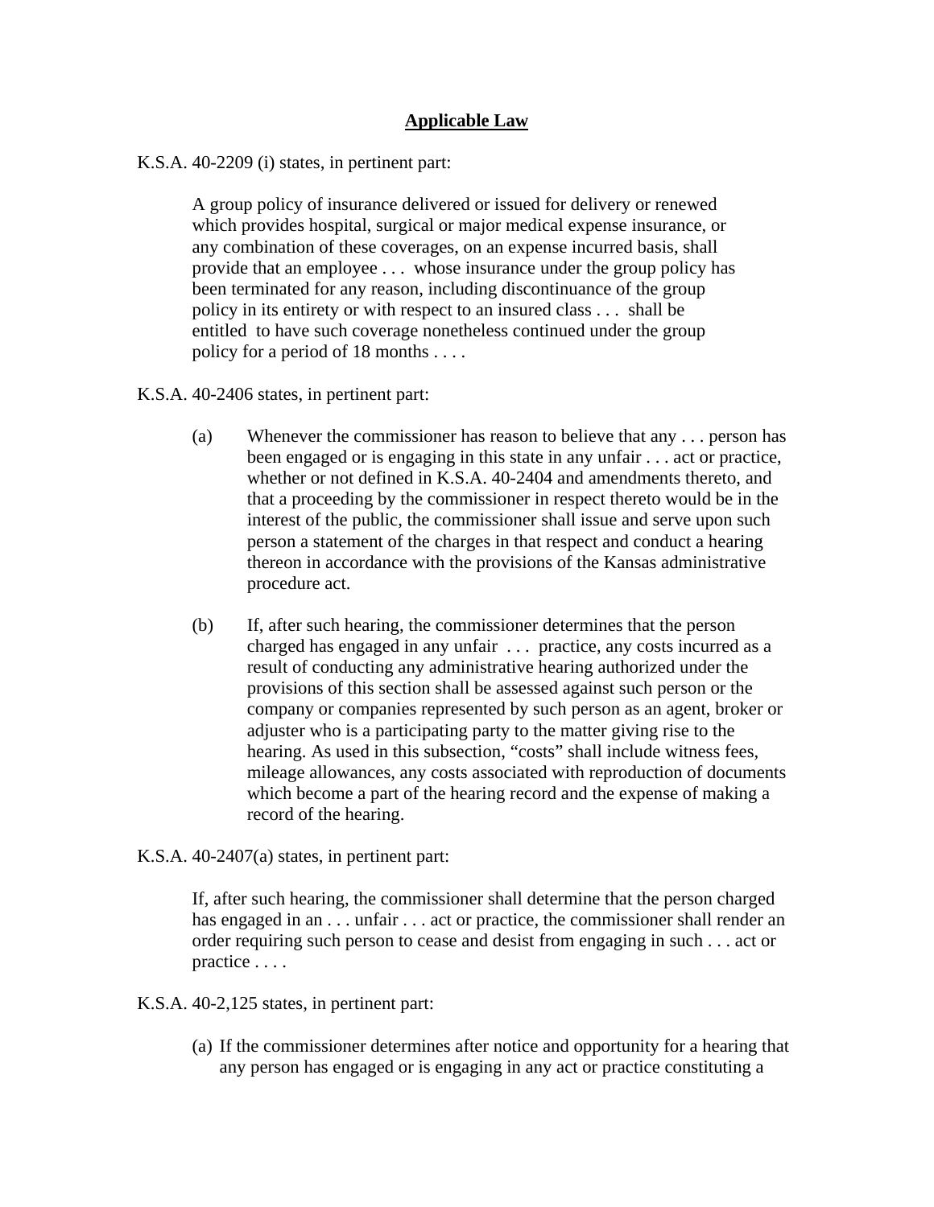## Applicable Law

K.S.A. 40-2209 (i) states, in pertinent part:

> A group policy of insurance delivered or issued for delivery or renewed which provides hospital, surgical or major medical expense insurance, or any combination of these coverages, on an expense incurred basis, shall provide that an employee . . . whose insurance under the group policy has been terminated for any reason, including discontinuance of the group policy in its entirety or with respect to an insured class . . . shall be entitled to have such coverage nonetheless continued under the group policy for a period of 18 months . . . .

K.S.A. 40-2406 states, in pertinent part:

> (a) Whenever the commissioner has reason to believe that any . . . person has been engaged or is engaging in this state in any unfair . . . act or practice, whether or not defined in K.S.A. 40-2404 and amendments thereto, and that a proceeding by the commissioner in respect thereto would be in the interest of the public, the commissioner shall issue and serve upon such person a statement of the charges in that respect and conduct a hearing thereon in accordance with the provisions of the Kansas administrative procedure act.
>
> (b) If, after such hearing, the commissioner determines that the person charged has engaged in any unfair . . . practice, any costs incurred as a result of conducting any administrative hearing authorized under the provisions of this section shall be assessed against such person or the company or companies represented by such person as an agent, broker or adjuster who is a participating party to the matter giving rise to the hearing. As used in this subsection, "costs" shall include witness fees, mileage allowances, any costs associated with reproduction of documents which become a part of the hearing record and the expense of making a record of the hearing.

K.S.A. 40-2407(a) states, in pertinent part:

> If, after such hearing, the commissioner shall determine that the person charged has engaged in an . . . unfair . . . act or practice, the commissioner shall render an order requiring such person to cease and desist from engaging in such . . . act or practice . . . .

K.S.A. 40-2,125 states, in pertinent part:

> (a) If the commissioner determines after notice and opportunity for a hearing that any person has engaged or is engaging in any act or practice constituting a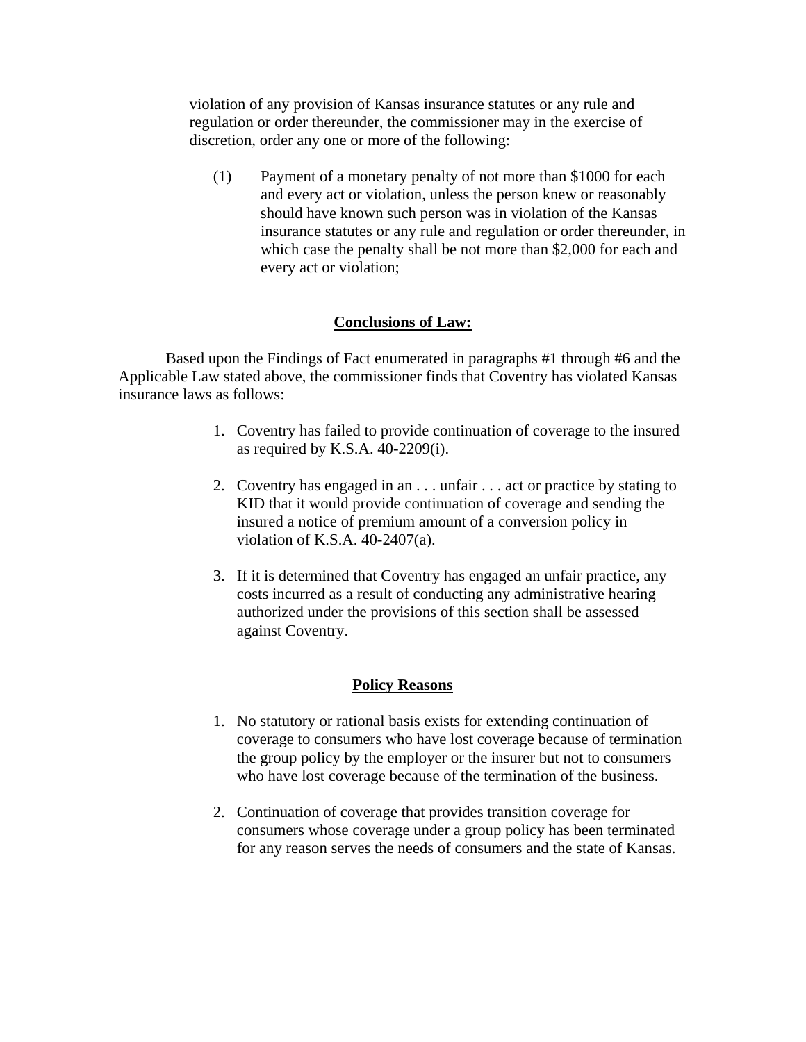violation of any provision of Kansas insurance statutes or any rule and regulation or order thereunder, the commissioner may in the exercise of discretion, order any one or more of the following:

(1) Payment of a monetary penalty of not more than $1000 for each and every act or violation, unless the person knew or reasonably should have known such person was in violation of the Kansas insurance statutes or any rule and regulation or order thereunder, in which case the penalty shall be not more than $2,000 for each and every act or violation;

## **Conclusions of Law:**

Based upon the Findings of Fact enumerated in paragraphs #1 through #6 and the Applicable Law stated above, the commissioner finds that Coventry has violated Kansas insurance laws as follows:

1. Coventry has failed to provide continuation of coverage to the insured as required by K.S.A. 40-2209(i).

2. Coventry has engaged in an . . . unfair . . . act or practice by stating to KID that it would provide continuation of coverage and sending the insured a notice of premium amount of a conversion policy in violation of K.S.A. 40-2407(a).

3. If it is determined that Coventry has engaged an unfair practice, any costs incurred as a result of conducting any administrative hearing authorized under the provisions of this section shall be assessed against Coventry.

## **Policy Reasons**

1. No statutory or rational basis exists for extending continuation of coverage to consumers who have lost coverage because of termination the group policy by the employer or the insurer but not to consumers who have lost coverage because of the termination of the business.

2. Continuation of coverage that provides transition coverage for consumers whose coverage under a group policy has been terminated for any reason serves the needs of consumers and the state of Kansas.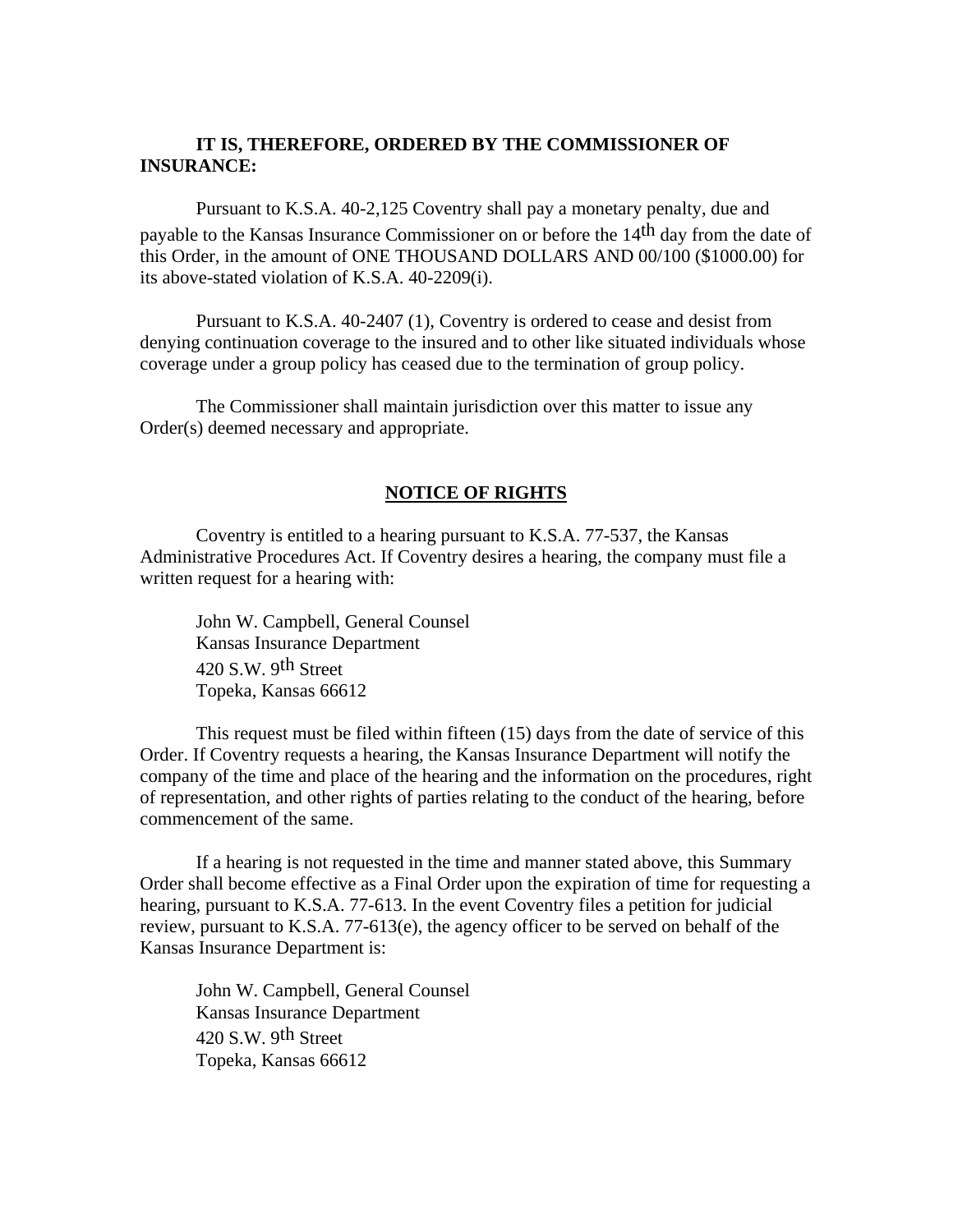**IT IS, THEREFORE, ORDERED BY THE COMMISSIONER OF INSURANCE:**

Pursuant to K.S.A. 40-2,125 Coventry shall pay a monetary penalty, due and payable to the Kansas Insurance Commissioner on or before the 14th day from the date of this Order, in the amount of ONE THOUSAND DOLLARS AND 00/100 ($1000.00) for its above-stated violation of K.S.A. 40-2209(i).

Pursuant to K.S.A. 40-2407 (1), Coventry is ordered to cease and desist from denying continuation coverage to the insured and to other like situated individuals whose coverage under a group policy has ceased due to the termination of group policy.

The Commissioner shall maintain jurisdiction over this matter to issue any Order(s) deemed necessary and appropriate.

**NOTICE OF RIGHTS**

Coventry is entitled to a hearing pursuant to K.S.A. 77-537, the Kansas Administrative Procedures Act. If Coventry desires a hearing, the company must file a written request for a hearing with:

John W. Campbell, General Counsel
Kansas Insurance Department
420 S.W. 9th Street
Topeka, Kansas 66612

This request must be filed within fifteen (15) days from the date of service of this Order. If Coventry requests a hearing, the Kansas Insurance Department will notify the company of the time and place of the hearing and the information on the procedures, right of representation, and other rights of parties relating to the conduct of the hearing, before commencement of the same.

If a hearing is not requested in the time and manner stated above, this Summary Order shall become effective as a Final Order upon the expiration of time for requesting a hearing, pursuant to K.S.A. 77-613. In the event Coventry files a petition for judicial review, pursuant to K.S.A. 77-613(e), the agency officer to be served on behalf of the Kansas Insurance Department is:

John W. Campbell, General Counsel
Kansas Insurance Department
420 S.W. 9th Street
Topeka, Kansas 66612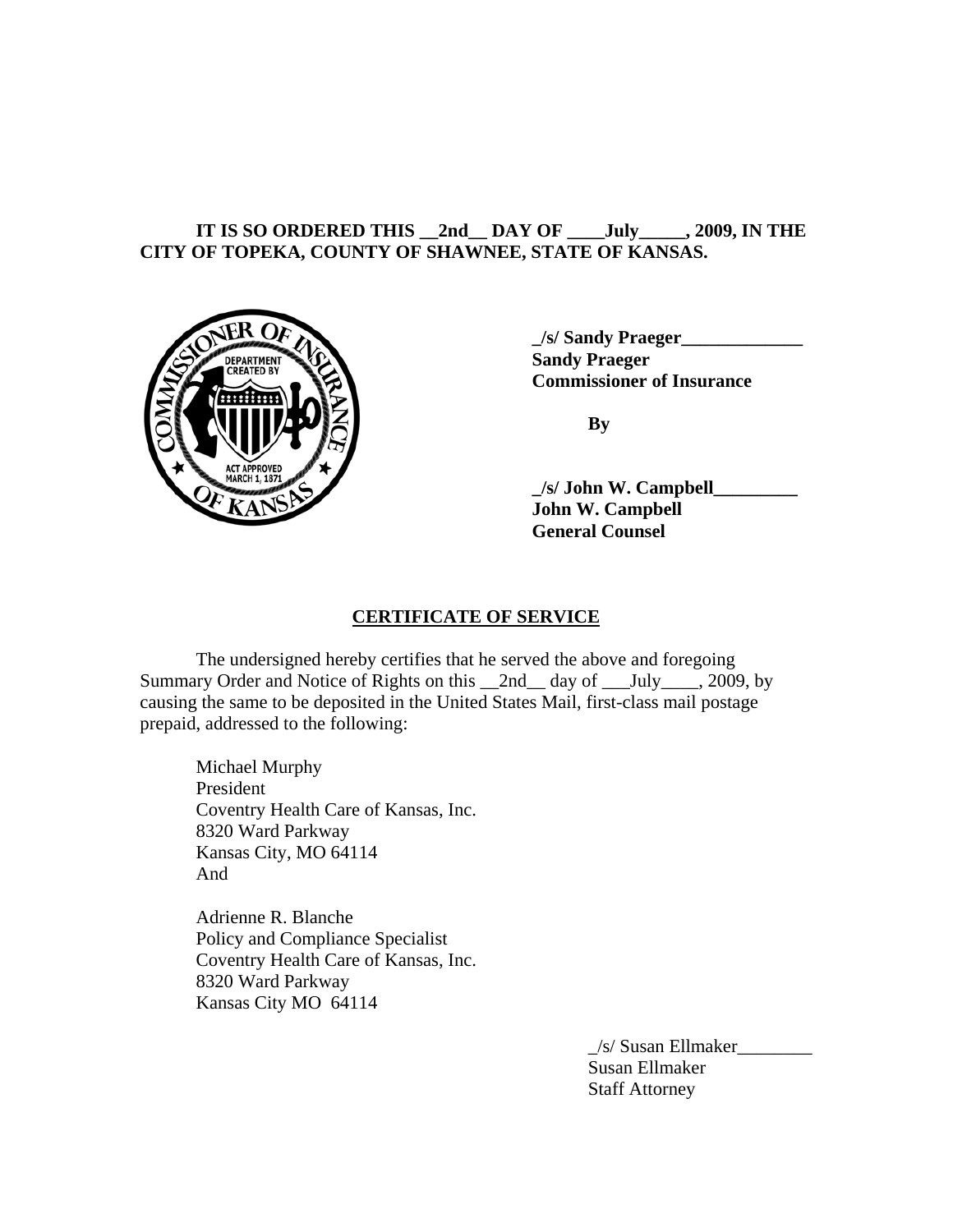**IT IS SO ORDERED THIS __2nd__ DAY OF ____July_____, 2009, IN THE CITY OF TOPEKA, COUNTY OF SHAWNEE, STATE OF KANSAS.**

**_/s/ Sandy Praeger_____________**
**Sandy Praeger**
**Commissioner of Insurance**

**By**

**_/s/ John W. Campbell_________**
**John W. Campbell**
**General Counsel**

## CERTIFICATE OF SERVICE

The undersigned hereby certifies that he served the above and foregoing Summary Order and Notice of Rights on this __2nd__ day of ___July____, 2009, by causing the same to be deposited in the United States Mail, first-class mail postage prepaid, addressed to the following:

Michael Murphy
President
Coventry Health Care of Kansas, Inc.
8320 Ward Parkway
Kansas City, MO 64114
And

Adrienne R. Blanche
Policy and Compliance Specialist
Coventry Health Care of Kansas, Inc.
8320 Ward Parkway
Kansas City MO 64114

_/s/ Susan Ellmaker________
Susan Ellmaker
Staff Attorney